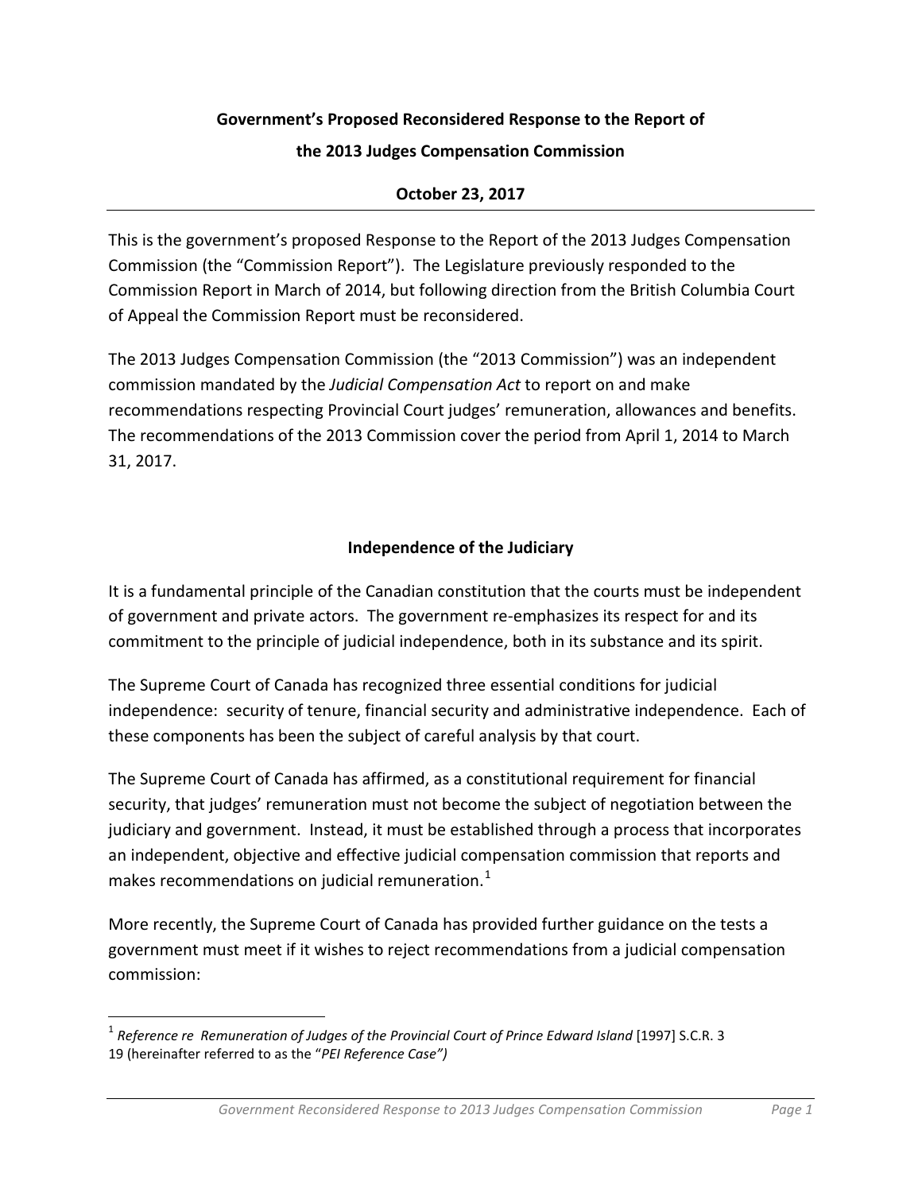# Government's Proposed Reconsidered Response to the Report of the 2013 Judges Compensation Commission

**October 23, 2017**

---

This is the government's proposed Response to the Report of the 2013 Judges Compensation Commission (the "Commission Report"). The Legislature previously responded to the Commission Report in March of 2014, but following direction from the British Columbia Court of Appeal the Commission Report must be reconsidered.

The 2013 Judges Compensation Commission (the "2013 Commission") was an independent commission mandated by the *Judicial Compensation Act* to report on and make recommendations respecting Provincial Court judges' remuneration, allowances and benefits. The recommendations of the 2013 Commission cover the period from April 1, 2014 to March 31, 2017.

## Independence of the Judiciary

It is a fundamental principle of the Canadian constitution that the courts must be independent of government and private actors. The government re-emphasizes its respect for and its commitment to the principle of judicial independence, both in its substance and its spirit.

The Supreme Court of Canada has recognized three essential conditions for judicial independence: security of tenure, financial security and administrative independence. Each of these components has been the subject of careful analysis by that court.

The Supreme Court of Canada has affirmed, as a constitutional requirement for financial security, that judges' remuneration must not become the subject of negotiation between the judiciary and government. Instead, it must be established through a process that incorporates an independent, objective and effective judicial compensation commission that reports and makes recommendations on judicial remuneration.[1]

More recently, the Supreme Court of Canada has provided further guidance on the tests a government must meet if it wishes to reject recommendations from a judicial compensation commission:

---

[1] *Reference re Remuneration of Judges of the Provincial Court of Prince Edward Island* [1997] S.C.R. 3 19 (hereinafter referred to as the "*PEI Reference Case")*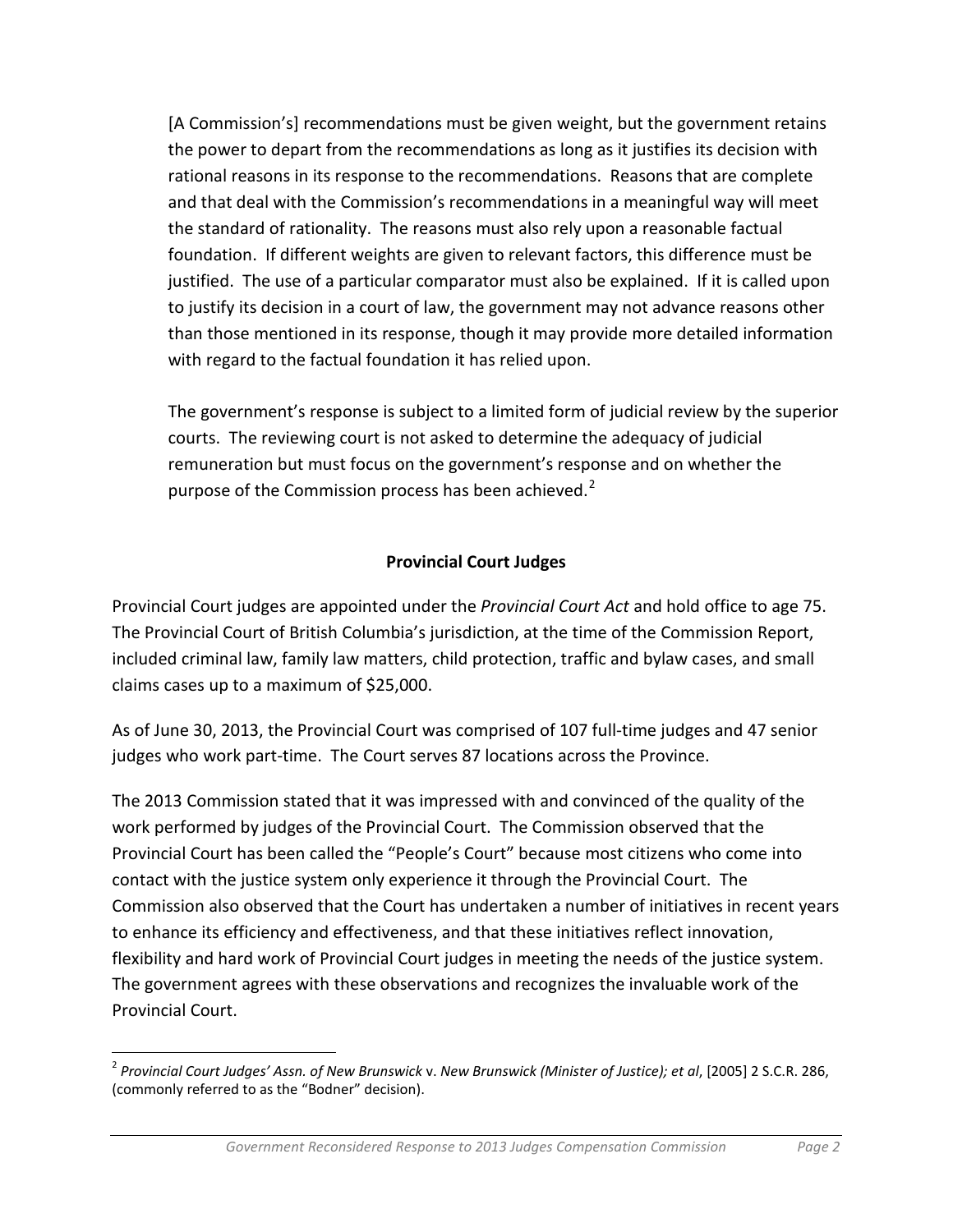> [A Commission's] recommendations must be given weight, but the government retains the power to depart from the recommendations as long as it justifies its decision with rational reasons in its response to the recommendations. Reasons that are complete and that deal with the Commission's recommendations in a meaningful way will meet the standard of rationality. The reasons must also rely upon a reasonable factual foundation. If different weights are given to relevant factors, this difference must be justified. The use of a particular comparator must also be explained. If it is called upon to justify its decision in a court of law, the government may not advance reasons other than those mentioned in its response, though it may provide more detailed information with regard to the factual foundation it has relied upon.
>
> The government's response is subject to a limited form of judicial review by the superior courts. The reviewing court is not asked to determine the adequacy of judicial remuneration but must focus on the government's response and on whether the purpose of the Commission process has been achieved.[2]

## Provincial Court Judges

Provincial Court judges are appointed under the *Provincial Court Act* and hold office to age 75. The Provincial Court of British Columbia's jurisdiction, at the time of the Commission Report, included criminal law, family law matters, child protection, traffic and bylaw cases, and small claims cases up to a maximum of $25,000.

As of June 30, 2013, the Provincial Court was comprised of 107 full-time judges and 47 senior judges who work part-time. The Court serves 87 locations across the Province.

The 2013 Commission stated that it was impressed with and convinced of the quality of the work performed by judges of the Provincial Court. The Commission observed that the Provincial Court has been called the "People's Court" because most citizens who come into contact with the justice system only experience it through the Provincial Court. The Commission also observed that the Court has undertaken a number of initiatives in recent years to enhance its efficiency and effectiveness, and that these initiatives reflect innovation, flexibility and hard work of Provincial Court judges in meeting the needs of the justice system. The government agrees with these observations and recognizes the invaluable work of the Provincial Court.

---

[2] *Provincial Court Judges' Assn. of New Brunswick* v. *New Brunswick (Minister of Justice); et al*, [2005] 2 S.C.R. 286, (commonly referred to as the "Bodner" decision).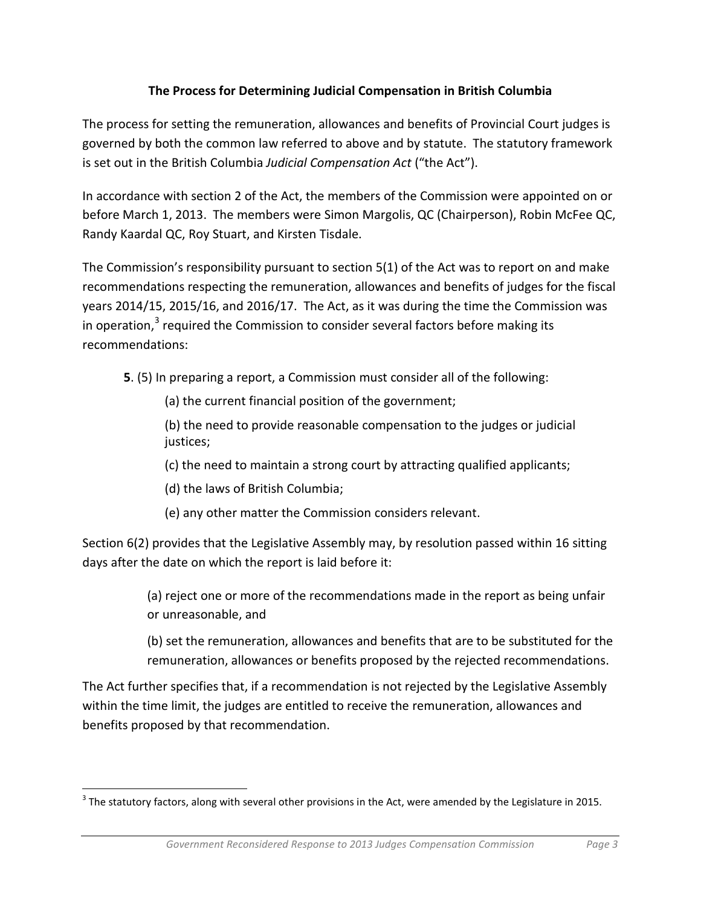## The Process for Determining Judicial Compensation in British Columbia

The process for setting the remuneration, allowances and benefits of Provincial Court judges is governed by both the common law referred to above and by statute. The statutory framework is set out in the British Columbia *Judicial Compensation Act* ("the Act").

In accordance with section 2 of the Act, the members of the Commission were appointed on or before March 1, 2013. The members were Simon Margolis, QC (Chairperson), Robin McFee QC, Randy Kaardal QC, Roy Stuart, and Kirsten Tisdale.

The Commission's responsibility pursuant to section 5(1) of the Act was to report on and make recommendations respecting the remuneration, allowances and benefits of judges for the fiscal years 2014/15, 2015/16, and 2016/17. The Act, as it was during the time the Commission was in operation,[3] required the Commission to consider several factors before making its recommendations:

> **5**. (5) In preparing a report, a Commission must consider all of the following:
>
> (a) the current financial position of the government;
>
> (b) the need to provide reasonable compensation to the judges or judicial justices;
>
> (c) the need to maintain a strong court by attracting qualified applicants;
>
> (d) the laws of British Columbia;
>
> (e) any other matter the Commission considers relevant.

Section 6(2) provides that the Legislative Assembly may, by resolution passed within 16 sitting days after the date on which the report is laid before it:

> (a) reject one or more of the recommendations made in the report as being unfair or unreasonable, and
>
> (b) set the remuneration, allowances and benefits that are to be substituted for the remuneration, allowances or benefits proposed by the rejected recommendations.

The Act further specifies that, if a recommendation is not rejected by the Legislative Assembly within the time limit, the judges are entitled to receive the remuneration, allowances and benefits proposed by that recommendation.

---

[3] The statutory factors, along with several other provisions in the Act, were amended by the Legislature in 2015.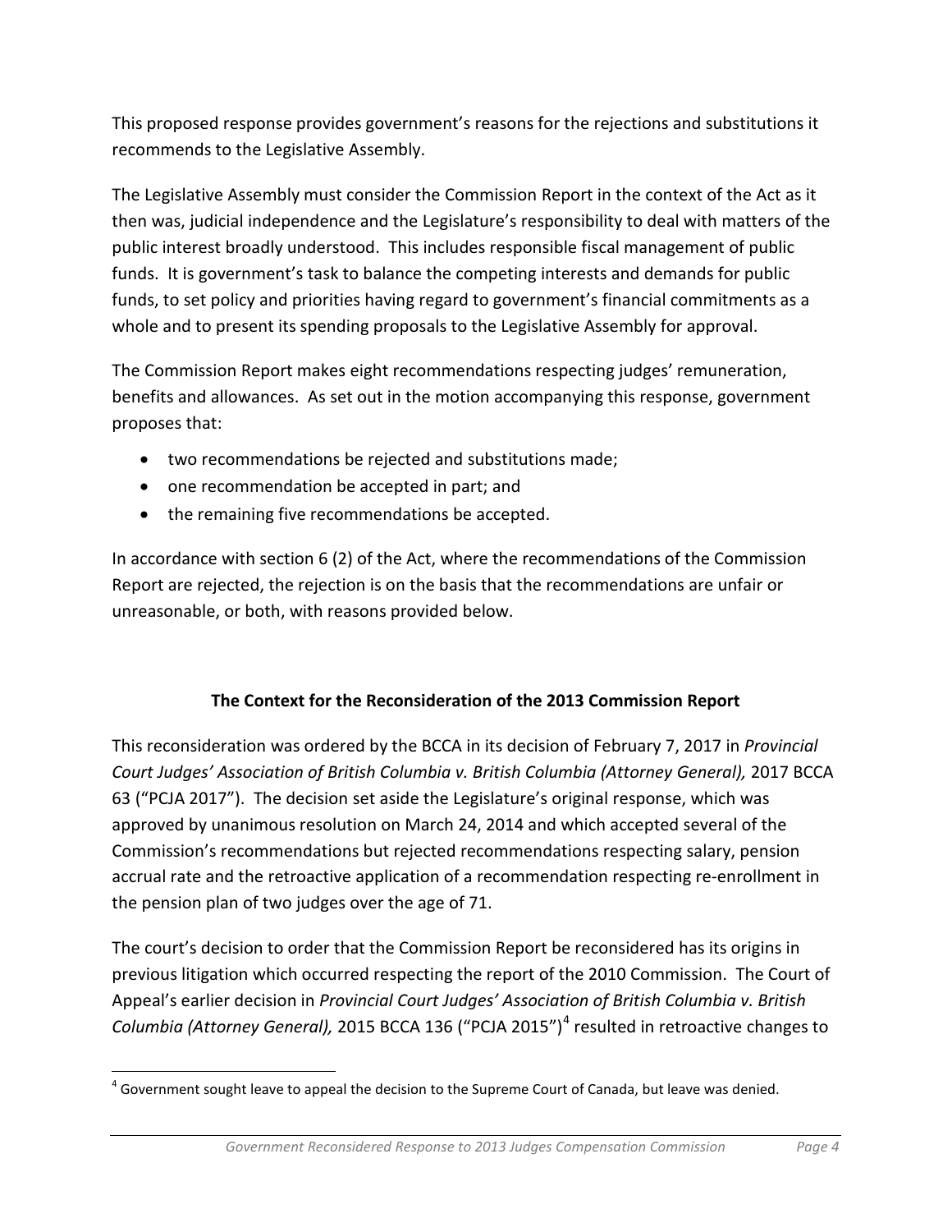This proposed response provides government's reasons for the rejections and substitutions it recommends to the Legislative Assembly.

The Legislative Assembly must consider the Commission Report in the context of the Act as it then was, judicial independence and the Legislature's responsibility to deal with matters of the public interest broadly understood. This includes responsible fiscal management of public funds. It is government's task to balance the competing interests and demands for public funds, to set policy and priorities having regard to government's financial commitments as a whole and to present its spending proposals to the Legislative Assembly for approval.

The Commission Report makes eight recommendations respecting judges' remuneration, benefits and allowances. As set out in the motion accompanying this response, government proposes that:

- two recommendations be rejected and substitutions made;
- one recommendation be accepted in part; and
- the remaining five recommendations be accepted.

In accordance with section 6 (2) of the Act, where the recommendations of the Commission Report are rejected, the rejection is on the basis that the recommendations are unfair or unreasonable, or both, with reasons provided below.

## The Context for the Reconsideration of the 2013 Commission Report

This reconsideration was ordered by the BCCA in its decision of February 7, 2017 in *Provincial Court Judges' Association of British Columbia v. British Columbia (Attorney General),* 2017 BCCA 63 ("PCJA 2017"). The decision set aside the Legislature's original response, which was approved by unanimous resolution on March 24, 2014 and which accepted several of the Commission's recommendations but rejected recommendations respecting salary, pension accrual rate and the retroactive application of a recommendation respecting re-enrollment in the pension plan of two judges over the age of 71.

The court's decision to order that the Commission Report be reconsidered has its origins in previous litigation which occurred respecting the report of the 2010 Commission. The Court of Appeal's earlier decision in *Provincial Court Judges' Association of British Columbia v. British Columbia (Attorney General),* 2015 BCCA 136 ("PCJA 2015")[4] resulted in retroactive changes to

[4] Government sought leave to appeal the decision to the Supreme Court of Canada, but leave was denied.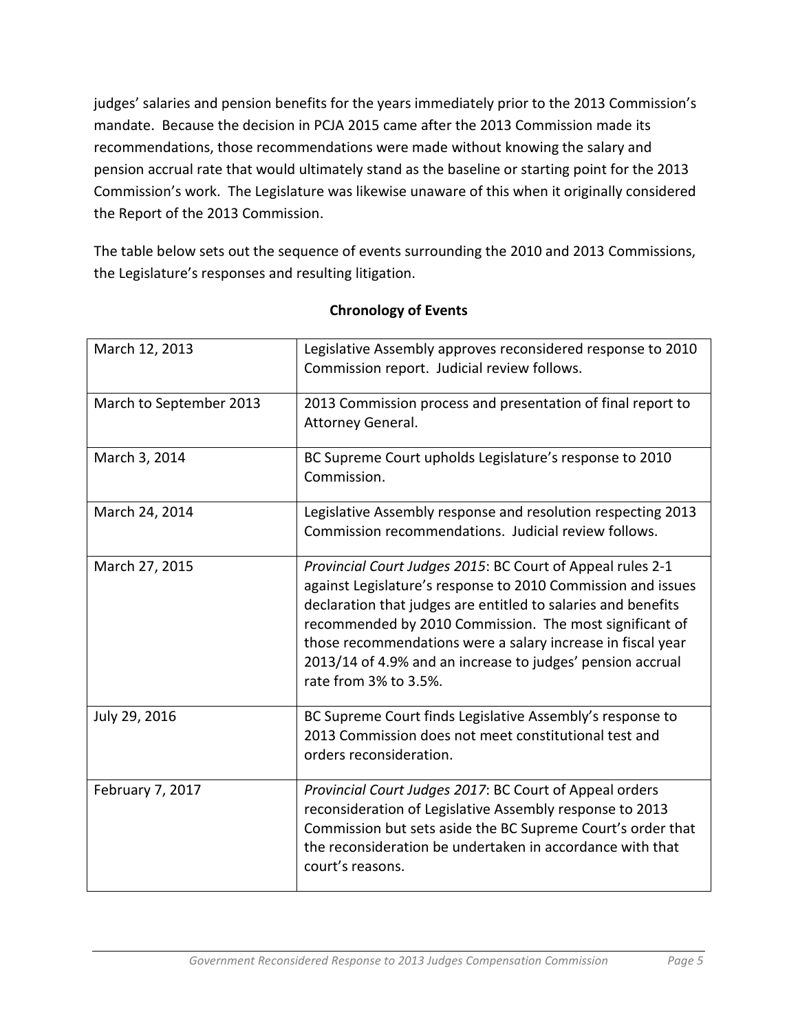judges' salaries and pension benefits for the years immediately prior to the 2013 Commission's mandate. Because the decision in PCJA 2015 came after the 2013 Commission made its recommendations, those recommendations were made without knowing the salary and pension accrual rate that would ultimately stand as the baseline or starting point for the 2013 Commission's work. The Legislature was likewise unaware of this when it originally considered the Report of the 2013 Commission.

The table below sets out the sequence of events surrounding the 2010 and 2013 Commissions, the Legislature's responses and resulting litigation.

**Chronology of Events**

| | |
|---|---|
| March 12, 2013 | Legislative Assembly approves reconsidered response to 2010 Commission report. Judicial review follows. |
| March to September 2013 | 2013 Commission process and presentation of final report to Attorney General. |
| March 3, 2014 | BC Supreme Court upholds Legislature's response to 2010 Commission. |
| March 24, 2014 | Legislative Assembly response and resolution respecting 2013 Commission recommendations. Judicial review follows. |
| March 27, 2015 | *Provincial Court Judges 2015*: BC Court of Appeal rules 2-1 against Legislature's response to 2010 Commission and issues declaration that judges are entitled to salaries and benefits recommended by 2010 Commission. The most significant of those recommendations were a salary increase in fiscal year 2013/14 of 4.9% and an increase to judges' pension accrual rate from 3% to 3.5%. |
| July 29, 2016 | BC Supreme Court finds Legislative Assembly's response to 2013 Commission does not meet constitutional test and orders reconsideration. |
| February 7, 2017 | *Provincial Court Judges 2017*: BC Court of Appeal orders reconsideration of Legislative Assembly response to 2013 Commission but sets aside the BC Supreme Court's order that the reconsideration be undertaken in accordance with that court's reasons. |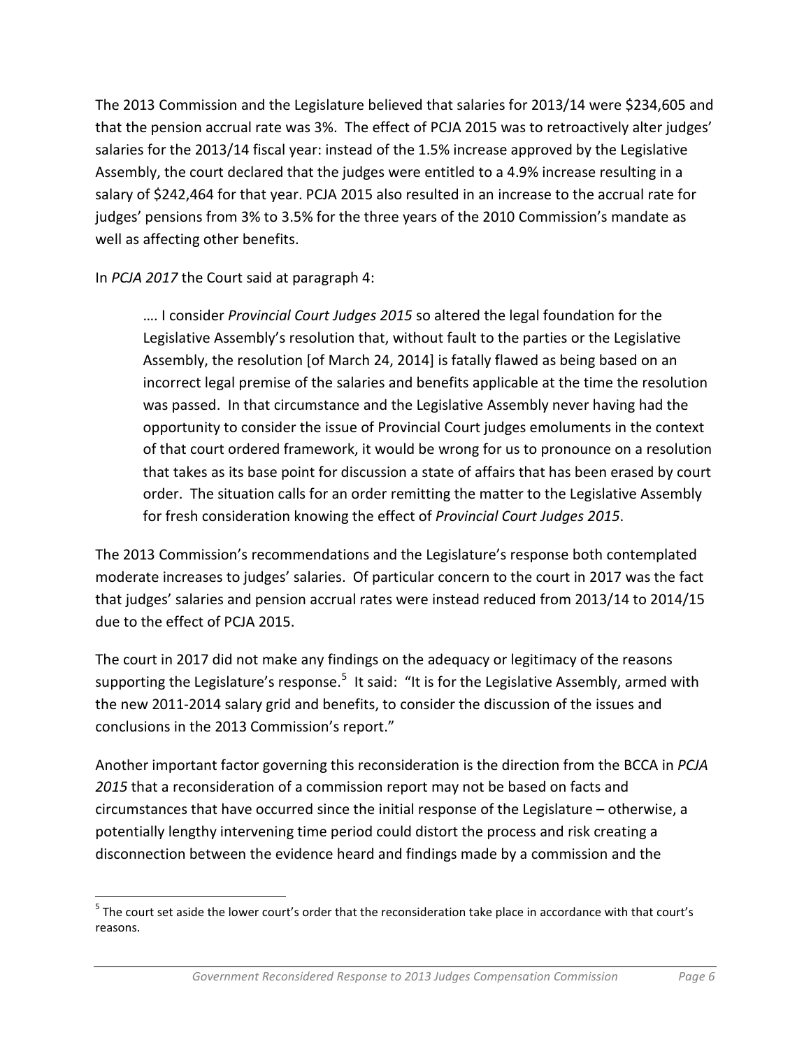The 2013 Commission and the Legislature believed that salaries for 2013/14 were $234,605 and that the pension accrual rate was 3%. The effect of PCJA 2015 was to retroactively alter judges' salaries for the 2013/14 fiscal year: instead of the 1.5% increase approved by the Legislative Assembly, the court declared that the judges were entitled to a 4.9% increase resulting in a salary of $242,464 for that year. PCJA 2015 also resulted in an increase to the accrual rate for judges' pensions from 3% to 3.5% for the three years of the 2010 Commission's mandate as well as affecting other benefits.

In *PCJA 2017* the Court said at paragraph 4:

> …. I consider *Provincial Court Judges 2015* so altered the legal foundation for the Legislative Assembly's resolution that, without fault to the parties or the Legislative Assembly, the resolution [of March 24, 2014] is fatally flawed as being based on an incorrect legal premise of the salaries and benefits applicable at the time the resolution was passed. In that circumstance and the Legislative Assembly never having had the opportunity to consider the issue of Provincial Court judges emoluments in the context of that court ordered framework, it would be wrong for us to pronounce on a resolution that takes as its base point for discussion a state of affairs that has been erased by court order. The situation calls for an order remitting the matter to the Legislative Assembly for fresh consideration knowing the effect of *Provincial Court Judges 2015*.

The 2013 Commission's recommendations and the Legislature's response both contemplated moderate increases to judges' salaries. Of particular concern to the court in 2017 was the fact that judges' salaries and pension accrual rates were instead reduced from 2013/14 to 2014/15 due to the effect of PCJA 2015.

The court in 2017 did not make any findings on the adequacy or legitimacy of the reasons supporting the Legislature's response.[5] It said: "It is for the Legislative Assembly, armed with the new 2011-2014 salary grid and benefits, to consider the discussion of the issues and conclusions in the 2013 Commission's report."

Another important factor governing this reconsideration is the direction from the BCCA in *PCJA 2015* that a reconsideration of a commission report may not be based on facts and circumstances that have occurred since the initial response of the Legislature – otherwise, a potentially lengthy intervening time period could distort the process and risk creating a disconnection between the evidence heard and findings made by a commission and the

---

[5] The court set aside the lower court's order that the reconsideration take place in accordance with that court's reasons.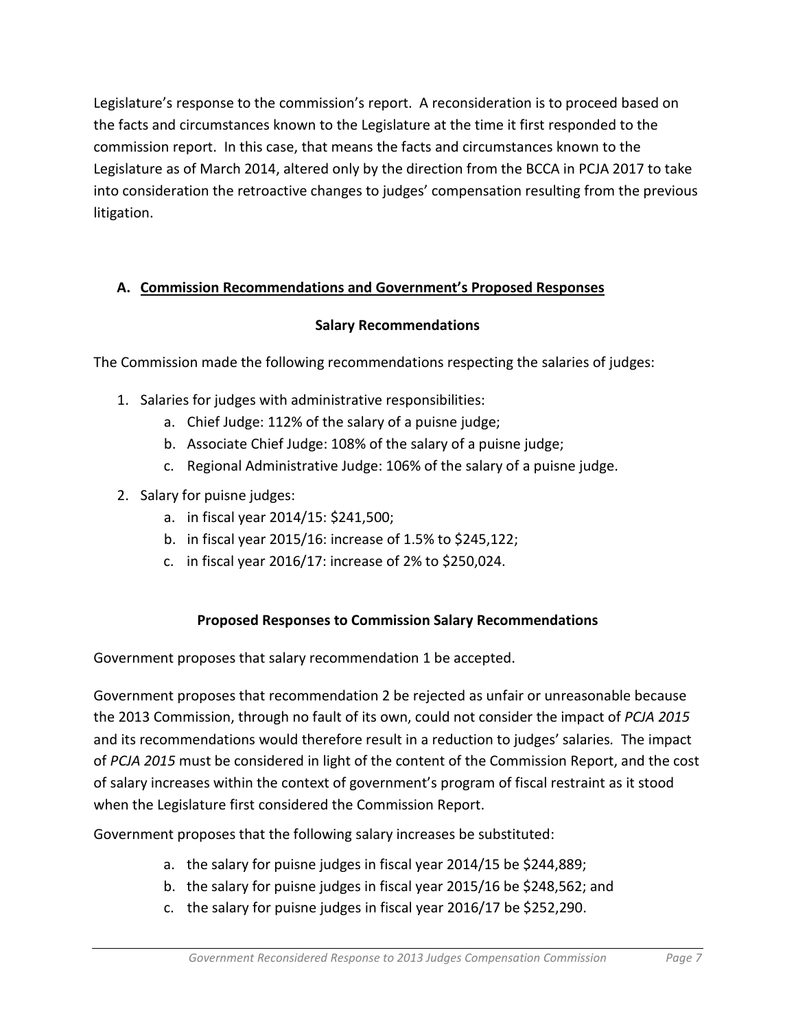Legislature's response to the commission's report. A reconsideration is to proceed based on the facts and circumstances known to the Legislature at the time it first responded to the commission report. In this case, that means the facts and circumstances known to the Legislature as of March 2014, altered only by the direction from the BCCA in PCJA 2017 to take into consideration the retroactive changes to judges' compensation resulting from the previous litigation.

## A. Commission Recommendations and Government's Proposed Responses

### Salary Recommendations

The Commission made the following recommendations respecting the salaries of judges:

1. Salaries for judges with administrative responsibilities:
    a. Chief Judge: 112% of the salary of a puisne judge;
    b. Associate Chief Judge: 108% of the salary of a puisne judge;
    c. Regional Administrative Judge: 106% of the salary of a puisne judge.
2. Salary for puisne judges:
    a. in fiscal year 2014/15: $241,500;
    b. in fiscal year 2015/16: increase of 1.5% to $245,122;
    c. in fiscal year 2016/17: increase of 2% to $250,024.

### Proposed Responses to Commission Salary Recommendations

Government proposes that salary recommendation 1 be accepted.

Government proposes that recommendation 2 be rejected as unfair or unreasonable because the 2013 Commission, through no fault of its own, could not consider the impact of *PCJA 2015* and its recommendations would therefore result in a reduction to judges' salaries. The impact of *PCJA 2015* must be considered in light of the content of the Commission Report, and the cost of salary increases within the context of government's program of fiscal restraint as it stood when the Legislature first considered the Commission Report.

Government proposes that the following salary increases be substituted:

a. the salary for puisne judges in fiscal year 2014/15 be $244,889;
b. the salary for puisne judges in fiscal year 2015/16 be $248,562; and
c. the salary for puisne judges in fiscal year 2016/17 be $252,290.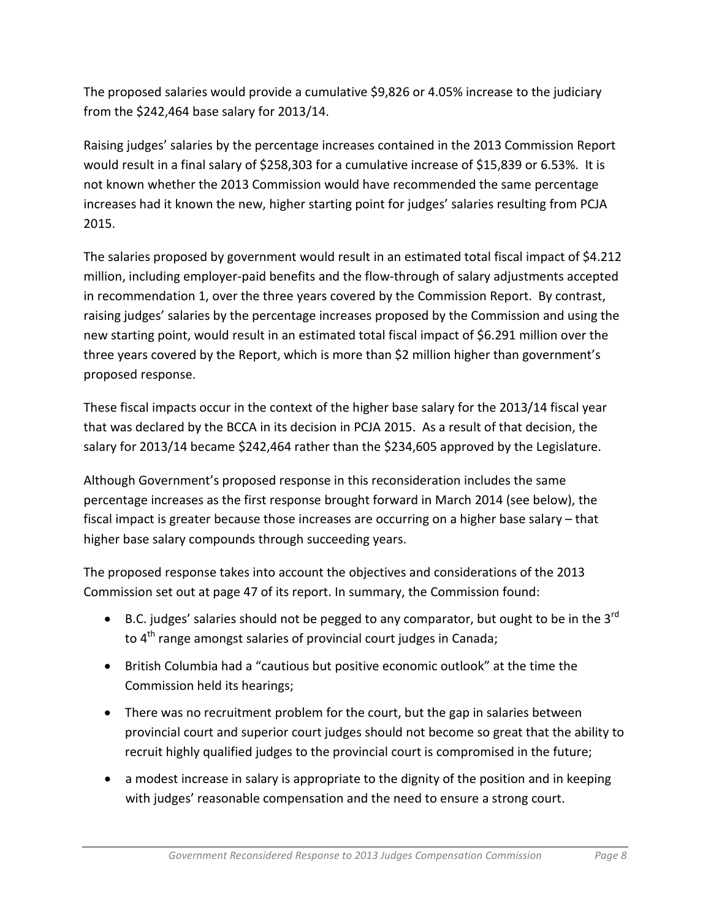The proposed salaries would provide a cumulative $9,826 or 4.05% increase to the judiciary from the $242,464 base salary for 2013/14.

Raising judges' salaries by the percentage increases contained in the 2013 Commission Report would result in a final salary of $258,303 for a cumulative increase of $15,839 or 6.53%. It is not known whether the 2013 Commission would have recommended the same percentage increases had it known the new, higher starting point for judges' salaries resulting from PCJA 2015.

The salaries proposed by government would result in an estimated total fiscal impact of $4.212 million, including employer-paid benefits and the flow-through of salary adjustments accepted in recommendation 1, over the three years covered by the Commission Report. By contrast, raising judges' salaries by the percentage increases proposed by the Commission and using the new starting point, would result in an estimated total fiscal impact of $6.291 million over the three years covered by the Report, which is more than $2 million higher than government's proposed response.

These fiscal impacts occur in the context of the higher base salary for the 2013/14 fiscal year that was declared by the BCCA in its decision in PCJA 2015. As a result of that decision, the salary for 2013/14 became $242,464 rather than the $234,605 approved by the Legislature.

Although Government's proposed response in this reconsideration includes the same percentage increases as the first response brought forward in March 2014 (see below), the fiscal impact is greater because those increases are occurring on a higher base salary – that higher base salary compounds through succeeding years.

The proposed response takes into account the objectives and considerations of the 2013 Commission set out at page 47 of its report. In summary, the Commission found:

- B.C. judges' salaries should not be pegged to any comparator, but ought to be in the 3rd to 4th range amongst salaries of provincial court judges in Canada;
- British Columbia had a "cautious but positive economic outlook" at the time the Commission held its hearings;
- There was no recruitment problem for the court, but the gap in salaries between provincial court and superior court judges should not become so great that the ability to recruit highly qualified judges to the provincial court is compromised in the future;
- a modest increase in salary is appropriate to the dignity of the position and in keeping with judges' reasonable compensation and the need to ensure a strong court.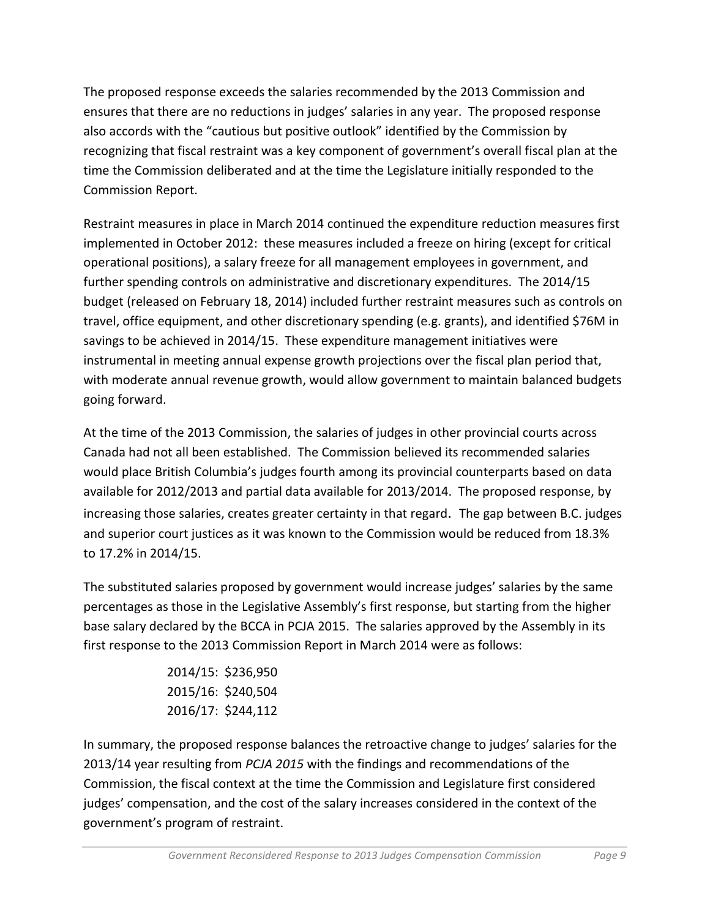The proposed response exceeds the salaries recommended by the 2013 Commission and ensures that there are no reductions in judges' salaries in any year. The proposed response also accords with the "cautious but positive outlook" identified by the Commission by recognizing that fiscal restraint was a key component of government's overall fiscal plan at the time the Commission deliberated and at the time the Legislature initially responded to the Commission Report.

Restraint measures in place in March 2014 continued the expenditure reduction measures first implemented in October 2012: these measures included a freeze on hiring (except for critical operational positions), a salary freeze for all management employees in government, and further spending controls on administrative and discretionary expenditures. The 2014/15 budget (released on February 18, 2014) included further restraint measures such as controls on travel, office equipment, and other discretionary spending (e.g. grants), and identified $76M in savings to be achieved in 2014/15. These expenditure management initiatives were instrumental in meeting annual expense growth projections over the fiscal plan period that, with moderate annual revenue growth, would allow government to maintain balanced budgets going forward.

At the time of the 2013 Commission, the salaries of judges in other provincial courts across Canada had not all been established. The Commission believed its recommended salaries would place British Columbia's judges fourth among its provincial counterparts based on data available for 2012/2013 and partial data available for 2013/2014. The proposed response, by increasing those salaries, creates greater certainty in that regard. The gap between B.C. judges and superior court justices as it was known to the Commission would be reduced from 18.3% to 17.2% in 2014/15.

The substituted salaries proposed by government would increase judges' salaries by the same percentages as those in the Legislative Assembly's first response, but starting from the higher base salary declared by the BCCA in PCJA 2015. The salaries approved by the Assembly in its first response to the 2013 Commission Report in March 2014 were as follows:

2014/15: $236,950
2015/16: $240,504
2016/17: $244,112

In summary, the proposed response balances the retroactive change to judges' salaries for the 2013/14 year resulting from *PCJA 2015* with the findings and recommendations of the Commission, the fiscal context at the time the Commission and Legislature first considered judges' compensation, and the cost of the salary increases considered in the context of the government's program of restraint.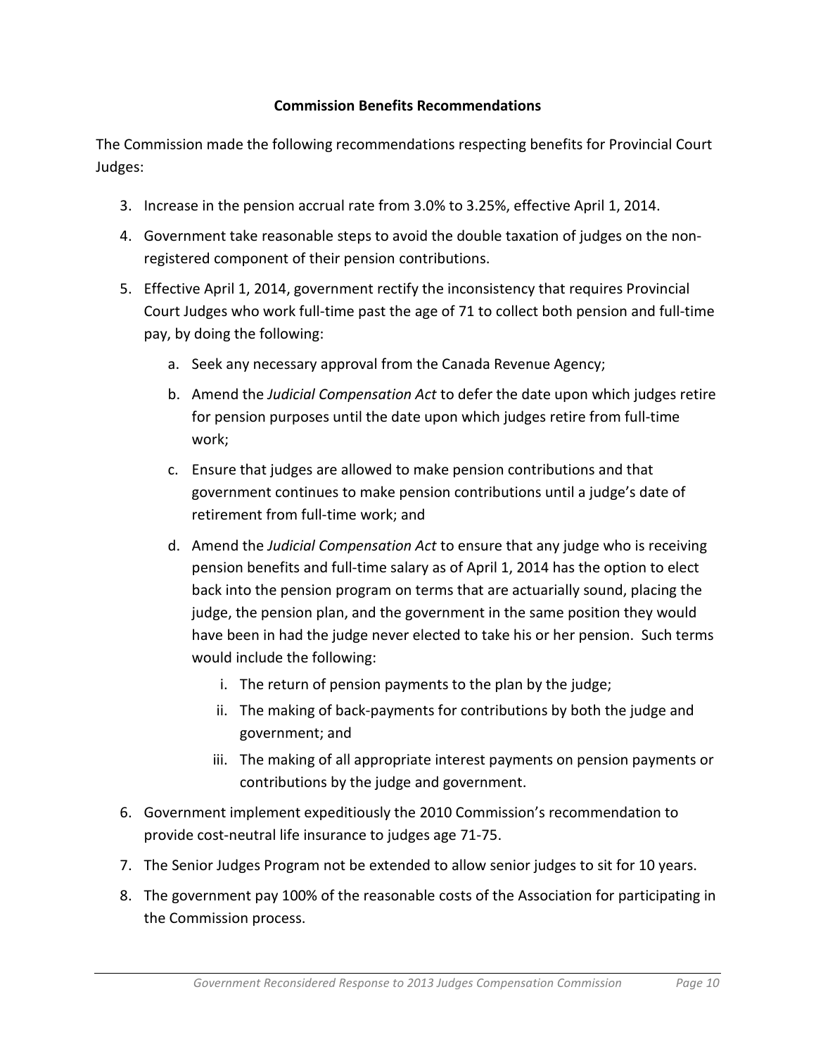### Commission Benefits Recommendations

The Commission made the following recommendations respecting benefits for Provincial Court Judges:

3. Increase in the pension accrual rate from 3.0% to 3.25%, effective April 1, 2014.
4. Government take reasonable steps to avoid the double taxation of judges on the non-registered component of their pension contributions.
5. Effective April 1, 2014, government rectify the inconsistency that requires Provincial Court Judges who work full-time past the age of 71 to collect both pension and full-time pay, by doing the following:
   a. Seek any necessary approval from the Canada Revenue Agency;
   b. Amend the *Judicial Compensation Act* to defer the date upon which judges retire for pension purposes until the date upon which judges retire from full-time work;
   c. Ensure that judges are allowed to make pension contributions and that government continues to make pension contributions until a judge's date of retirement from full-time work; and
   d. Amend the *Judicial Compensation Act* to ensure that any judge who is receiving pension benefits and full-time salary as of April 1, 2014 has the option to elect back into the pension program on terms that are actuarially sound, placing the judge, the pension plan, and the government in the same position they would have been in had the judge never elected to take his or her pension. Such terms would include the following:
      i. The return of pension payments to the plan by the judge;
      ii. The making of back-payments for contributions by both the judge and government; and
      iii. The making of all appropriate interest payments on pension payments or contributions by the judge and government.
6. Government implement expeditiously the 2010 Commission's recommendation to provide cost-neutral life insurance to judges age 71-75.
7. The Senior Judges Program not be extended to allow senior judges to sit for 10 years.
8. The government pay 100% of the reasonable costs of the Association for participating in the Commission process.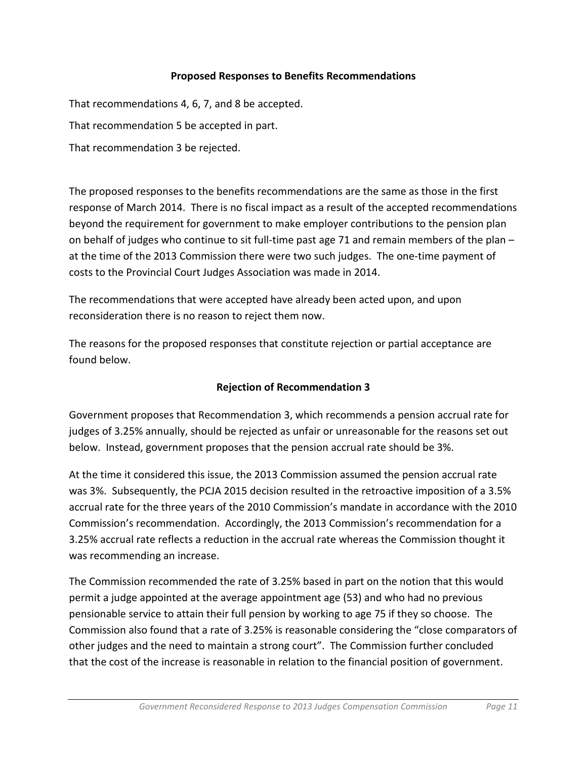## Proposed Responses to Benefits Recommendations

That recommendations 4, 6, 7, and 8 be accepted.

That recommendation 5 be accepted in part.

That recommendation 3 be rejected.

The proposed responses to the benefits recommendations are the same as those in the first response of March 2014. There is no fiscal impact as a result of the accepted recommendations beyond the requirement for government to make employer contributions to the pension plan on behalf of judges who continue to sit full-time past age 71 and remain members of the plan – at the time of the 2013 Commission there were two such judges. The one-time payment of costs to the Provincial Court Judges Association was made in 2014.

The recommendations that were accepted have already been acted upon, and upon reconsideration there is no reason to reject them now.

The reasons for the proposed responses that constitute rejection or partial acceptance are found below.

## Rejection of Recommendation 3

Government proposes that Recommendation 3, which recommends a pension accrual rate for judges of 3.25% annually, should be rejected as unfair or unreasonable for the reasons set out below. Instead, government proposes that the pension accrual rate should be 3%.

At the time it considered this issue, the 2013 Commission assumed the pension accrual rate was 3%. Subsequently, the PCJA 2015 decision resulted in the retroactive imposition of a 3.5% accrual rate for the three years of the 2010 Commission's mandate in accordance with the 2010 Commission's recommendation. Accordingly, the 2013 Commission's recommendation for a 3.25% accrual rate reflects a reduction in the accrual rate whereas the Commission thought it was recommending an increase.

The Commission recommended the rate of 3.25% based in part on the notion that this would permit a judge appointed at the average appointment age (53) and who had no previous pensionable service to attain their full pension by working to age 75 if they so choose. The Commission also found that a rate of 3.25% is reasonable considering the "close comparators of other judges and the need to maintain a strong court". The Commission further concluded that the cost of the increase is reasonable in relation to the financial position of government.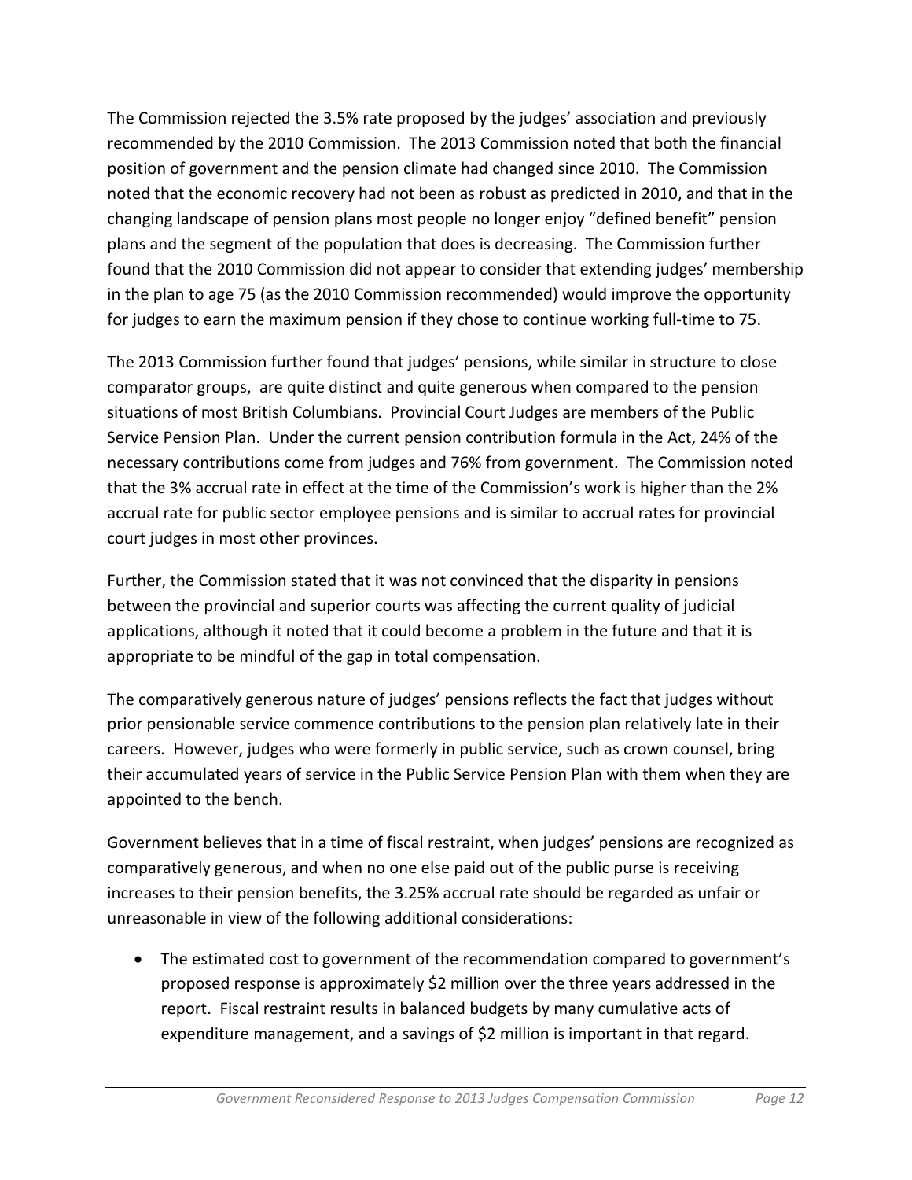The Commission rejected the 3.5% rate proposed by the judges' association and previously recommended by the 2010 Commission. The 2013 Commission noted that both the financial position of government and the pension climate had changed since 2010. The Commission noted that the economic recovery had not been as robust as predicted in 2010, and that in the changing landscape of pension plans most people no longer enjoy "defined benefit" pension plans and the segment of the population that does is decreasing. The Commission further found that the 2010 Commission did not appear to consider that extending judges' membership in the plan to age 75 (as the 2010 Commission recommended) would improve the opportunity for judges to earn the maximum pension if they chose to continue working full-time to 75.

The 2013 Commission further found that judges' pensions, while similar in structure to close comparator groups, are quite distinct and quite generous when compared to the pension situations of most British Columbians. Provincial Court Judges are members of the Public Service Pension Plan. Under the current pension contribution formula in the Act, 24% of the necessary contributions come from judges and 76% from government. The Commission noted that the 3% accrual rate in effect at the time of the Commission's work is higher than the 2% accrual rate for public sector employee pensions and is similar to accrual rates for provincial court judges in most other provinces.

Further, the Commission stated that it was not convinced that the disparity in pensions between the provincial and superior courts was affecting the current quality of judicial applications, although it noted that it could become a problem in the future and that it is appropriate to be mindful of the gap in total compensation.

The comparatively generous nature of judges' pensions reflects the fact that judges without prior pensionable service commence contributions to the pension plan relatively late in their careers. However, judges who were formerly in public service, such as crown counsel, bring their accumulated years of service in the Public Service Pension Plan with them when they are appointed to the bench.

Government believes that in a time of fiscal restraint, when judges' pensions are recognized as comparatively generous, and when no one else paid out of the public purse is receiving increases to their pension benefits, the 3.25% accrual rate should be regarded as unfair or unreasonable in view of the following additional considerations:

- The estimated cost to government of the recommendation compared to government's proposed response is approximately $2 million over the three years addressed in the report. Fiscal restraint results in balanced budgets by many cumulative acts of expenditure management, and a savings of $2 million is important in that regard.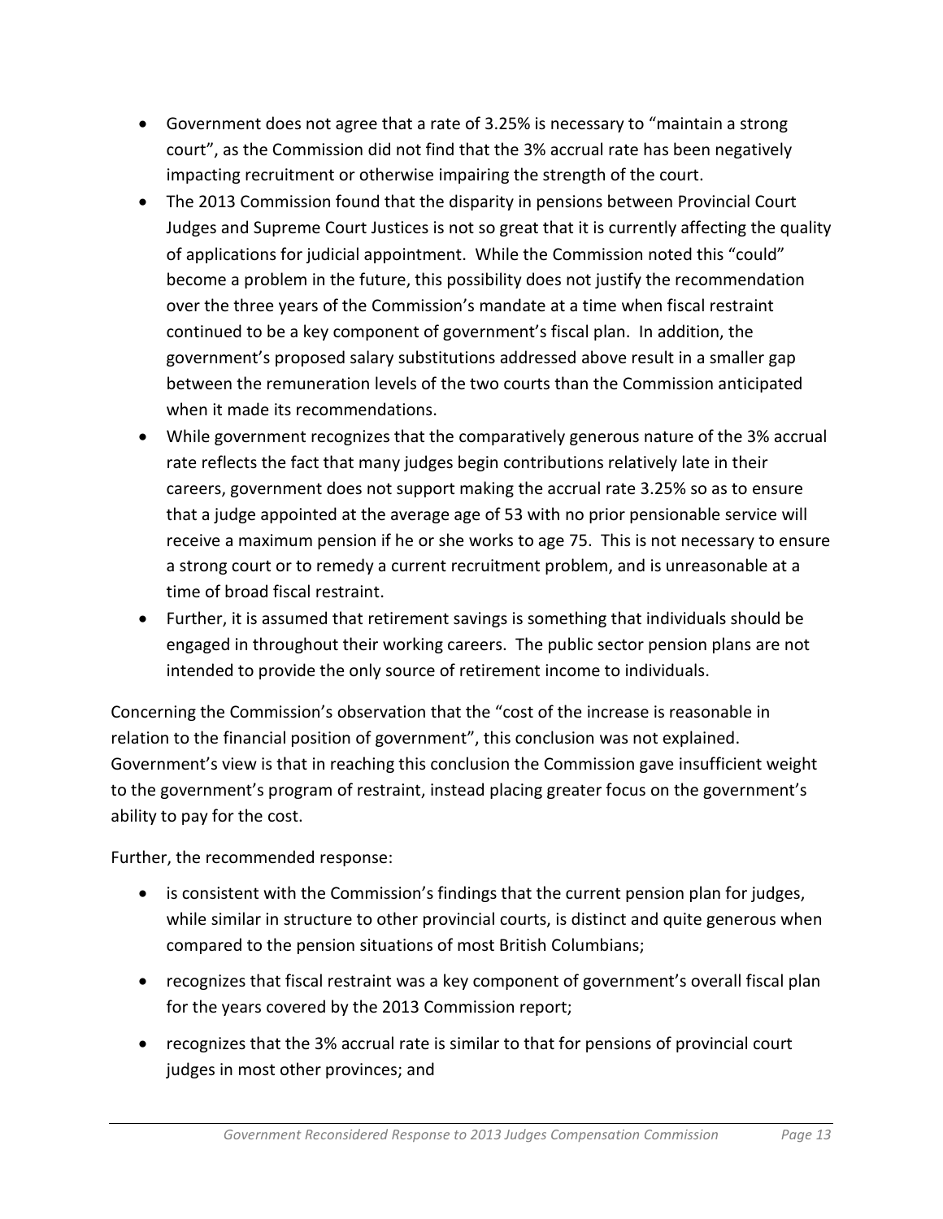- Government does not agree that a rate of 3.25% is necessary to "maintain a strong court", as the Commission did not find that the 3% accrual rate has been negatively impacting recruitment or otherwise impairing the strength of the court.
- The 2013 Commission found that the disparity in pensions between Provincial Court Judges and Supreme Court Justices is not so great that it is currently affecting the quality of applications for judicial appointment. While the Commission noted this "could" become a problem in the future, this possibility does not justify the recommendation over the three years of the Commission's mandate at a time when fiscal restraint continued to be a key component of government's fiscal plan. In addition, the government's proposed salary substitutions addressed above result in a smaller gap between the remuneration levels of the two courts than the Commission anticipated when it made its recommendations.
- While government recognizes that the comparatively generous nature of the 3% accrual rate reflects the fact that many judges begin contributions relatively late in their careers, government does not support making the accrual rate 3.25% so as to ensure that a judge appointed at the average age of 53 with no prior pensionable service will receive a maximum pension if he or she works to age 75. This is not necessary to ensure a strong court or to remedy a current recruitment problem, and is unreasonable at a time of broad fiscal restraint.
- Further, it is assumed that retirement savings is something that individuals should be engaged in throughout their working careers. The public sector pension plans are not intended to provide the only source of retirement income to individuals.

Concerning the Commission's observation that the "cost of the increase is reasonable in relation to the financial position of government", this conclusion was not explained. Government's view is that in reaching this conclusion the Commission gave insufficient weight to the government's program of restraint, instead placing greater focus on the government's ability to pay for the cost.

Further, the recommended response:

- is consistent with the Commission's findings that the current pension plan for judges, while similar in structure to other provincial courts, is distinct and quite generous when compared to the pension situations of most British Columbians;
- recognizes that fiscal restraint was a key component of government's overall fiscal plan for the years covered by the 2013 Commission report;
- recognizes that the 3% accrual rate is similar to that for pensions of provincial court judges in most other provinces; and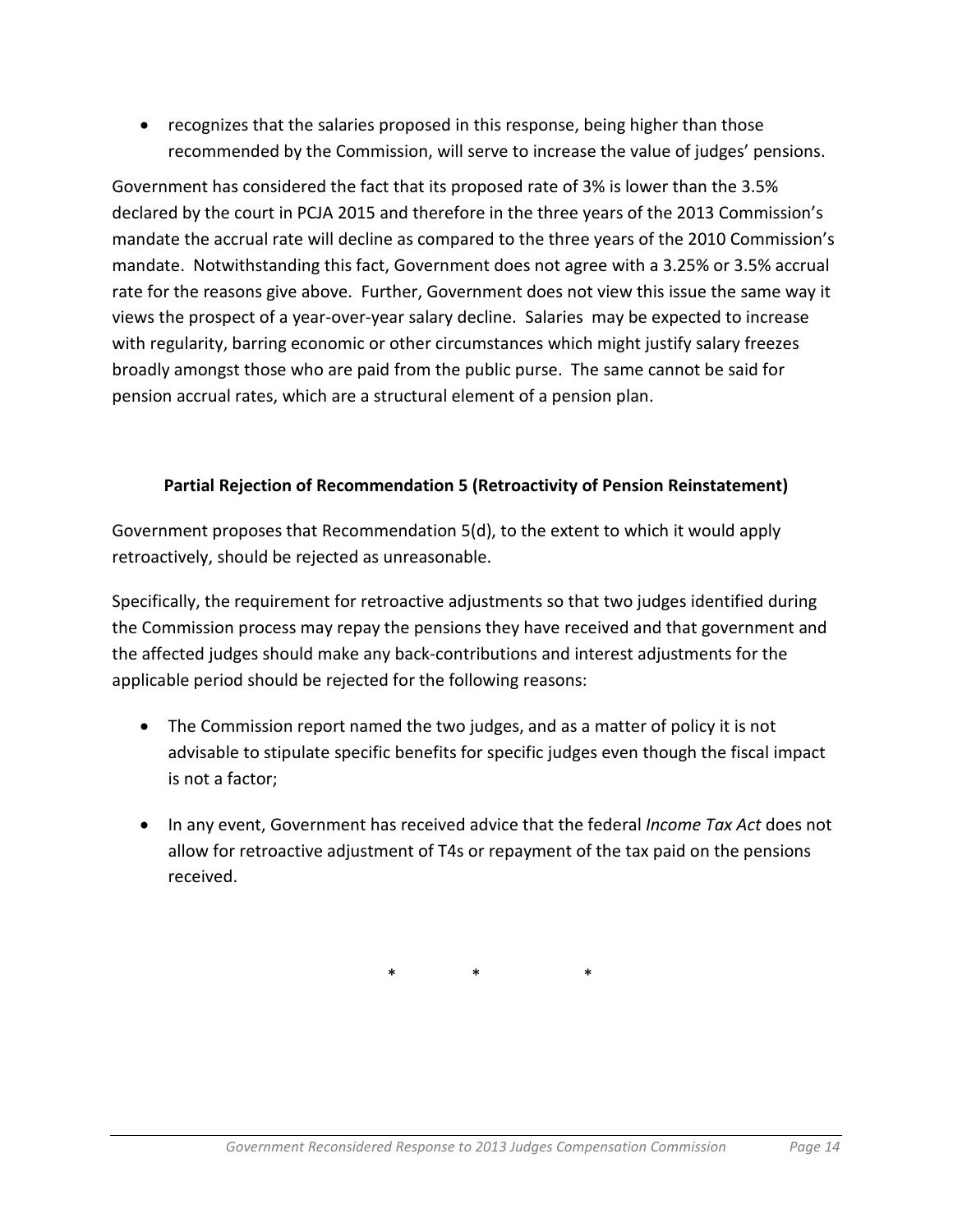- recognizes that the salaries proposed in this response, being higher than those recommended by the Commission, will serve to increase the value of judges' pensions.

Government has considered the fact that its proposed rate of 3% is lower than the 3.5% declared by the court in PCJA 2015 and therefore in the three years of the 2013 Commission's mandate the accrual rate will decline as compared to the three years of the 2010 Commission's mandate. Notwithstanding this fact, Government does not agree with a 3.25% or 3.5% accrual rate for the reasons give above. Further, Government does not view this issue the same way it views the prospect of a year-over-year salary decline. Salaries may be expected to increase with regularity, barring economic or other circumstances which might justify salary freezes broadly amongst those who are paid from the public purse. The same cannot be said for pension accrual rates, which are a structural element of a pension plan.

### Partial Rejection of Recommendation 5 (Retroactivity of Pension Reinstatement)

Government proposes that Recommendation 5(d), to the extent to which it would apply retroactively, should be rejected as unreasonable.

Specifically, the requirement for retroactive adjustments so that two judges identified during the Commission process may repay the pensions they have received and that government and the affected judges should make any back-contributions and interest adjustments for the applicable period should be rejected for the following reasons:

- The Commission report named the two judges, and as a matter of policy it is not advisable to stipulate specific benefits for specific judges even though the fiscal impact is not a factor;
- In any event, Government has received advice that the federal *Income Tax Act* does not allow for retroactive adjustment of T4s or repayment of the tax paid on the pensions received.

\* \* \*